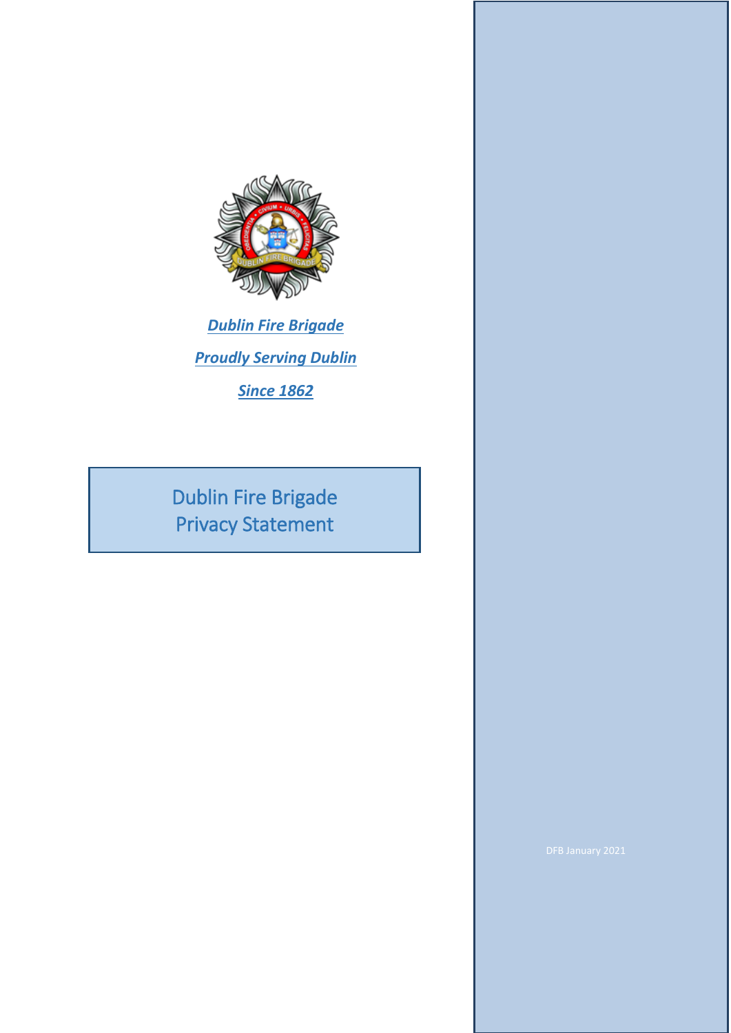***Dublin Fire Brigade***

***Proudly Serving Dublin***

***Since 1862***

# Dublin Fire Brigade Privacy Statement

DFB January 2021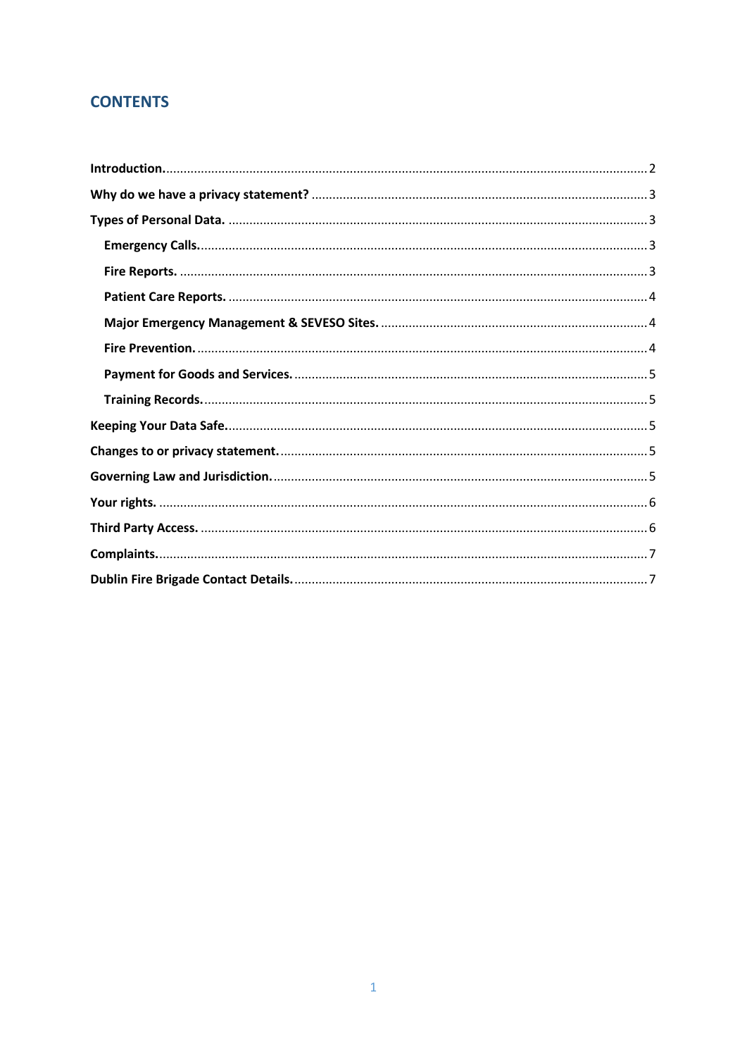## CONTENTS

- **Introduction.** 2
- **Why do we have a privacy statement?** 3
- **Types of Personal Data.** 3
  - **Emergency Calls.** 3
  - **Fire Reports.** 3
  - **Patient Care Reports.** 4
  - **Major Emergency Management & SEVESO Sites.** 4
  - **Fire Prevention.** 4
  - **Payment for Goods and Services.** 5
  - **Training Records.** 5
- **Keeping Your Data Safe.** 5
- **Changes to or privacy statement.** 5
- **Governing Law and Jurisdiction.** 5
- **Your rights.** 6
- **Third Party Access.** 6
- **Complaints.** 7
- **Dublin Fire Brigade Contact Details.** 7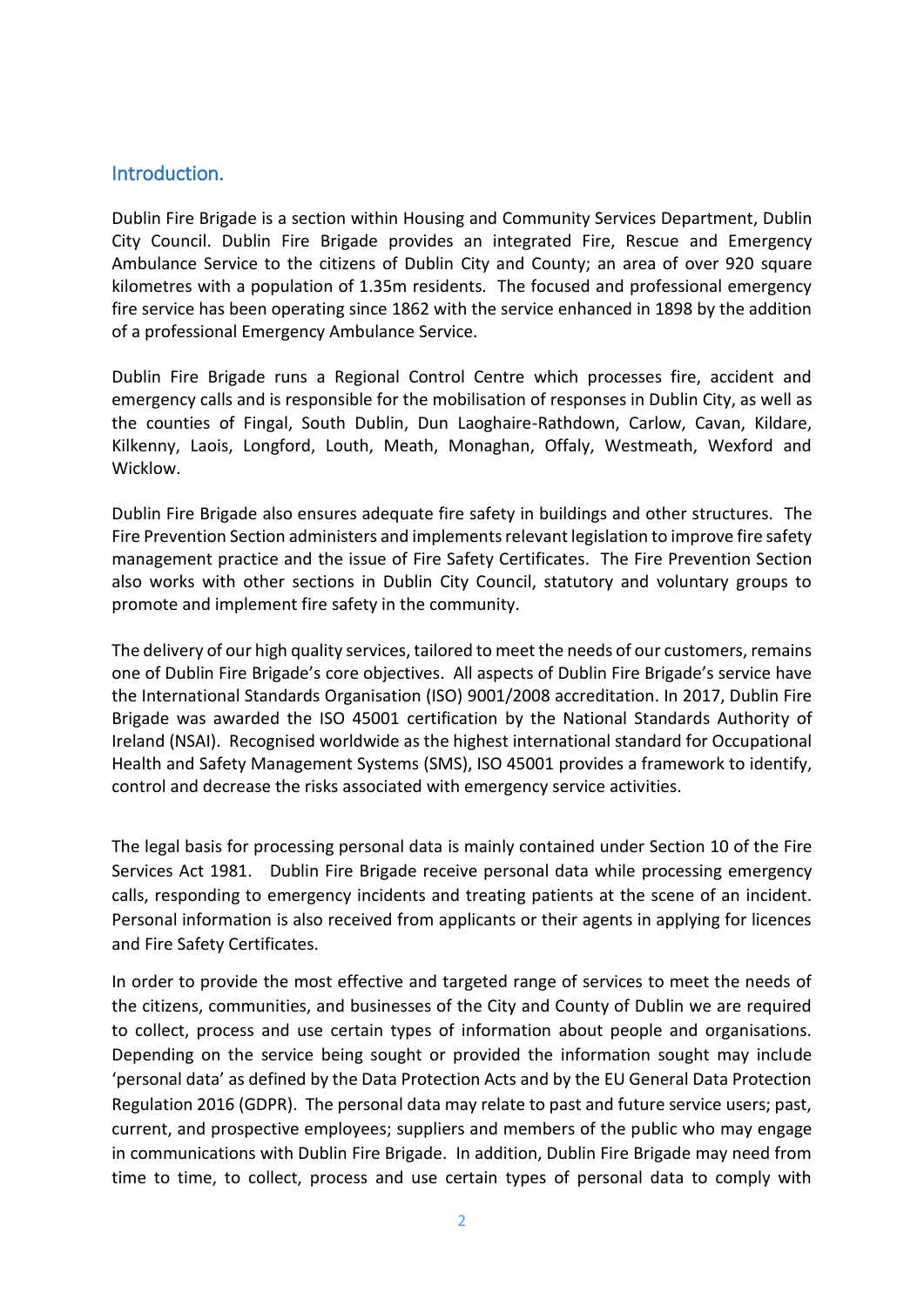## Introduction.

Dublin Fire Brigade is a section within Housing and Community Services Department, Dublin City Council. Dublin Fire Brigade provides an integrated Fire, Rescue and Emergency Ambulance Service to the citizens of Dublin City and County; an area of over 920 square kilometres with a population of 1.35m residents. The focused and professional emergency fire service has been operating since 1862 with the service enhanced in 1898 by the addition of a professional Emergency Ambulance Service.

Dublin Fire Brigade runs a Regional Control Centre which processes fire, accident and emergency calls and is responsible for the mobilisation of responses in Dublin City, as well as the counties of Fingal, South Dublin, Dun Laoghaire-Rathdown, Carlow, Cavan, Kildare, Kilkenny, Laois, Longford, Louth, Meath, Monaghan, Offaly, Westmeath, Wexford and Wicklow.

Dublin Fire Brigade also ensures adequate fire safety in buildings and other structures. The Fire Prevention Section administers and implements relevant legislation to improve fire safety management practice and the issue of Fire Safety Certificates. The Fire Prevention Section also works with other sections in Dublin City Council, statutory and voluntary groups to promote and implement fire safety in the community.

The delivery of our high quality services, tailored to meet the needs of our customers, remains one of Dublin Fire Brigade's core objectives. All aspects of Dublin Fire Brigade's service have the International Standards Organisation (ISO) 9001/2008 accreditation. In 2017, Dublin Fire Brigade was awarded the ISO 45001 certification by the National Standards Authority of Ireland (NSAI). Recognised worldwide as the highest international standard for Occupational Health and Safety Management Systems (SMS), ISO 45001 provides a framework to identify, control and decrease the risks associated with emergency service activities.

The legal basis for processing personal data is mainly contained under Section 10 of the Fire Services Act 1981. Dublin Fire Brigade receive personal data while processing emergency calls, responding to emergency incidents and treating patients at the scene of an incident. Personal information is also received from applicants or their agents in applying for licences and Fire Safety Certificates.

In order to provide the most effective and targeted range of services to meet the needs of the citizens, communities, and businesses of the City and County of Dublin we are required to collect, process and use certain types of information about people and organisations. Depending on the service being sought or provided the information sought may include 'personal data' as defined by the Data Protection Acts and by the EU General Data Protection Regulation 2016 (GDPR). The personal data may relate to past and future service users; past, current, and prospective employees; suppliers and members of the public who may engage in communications with Dublin Fire Brigade. In addition, Dublin Fire Brigade may need from time to time, to collect, process and use certain types of personal data to comply with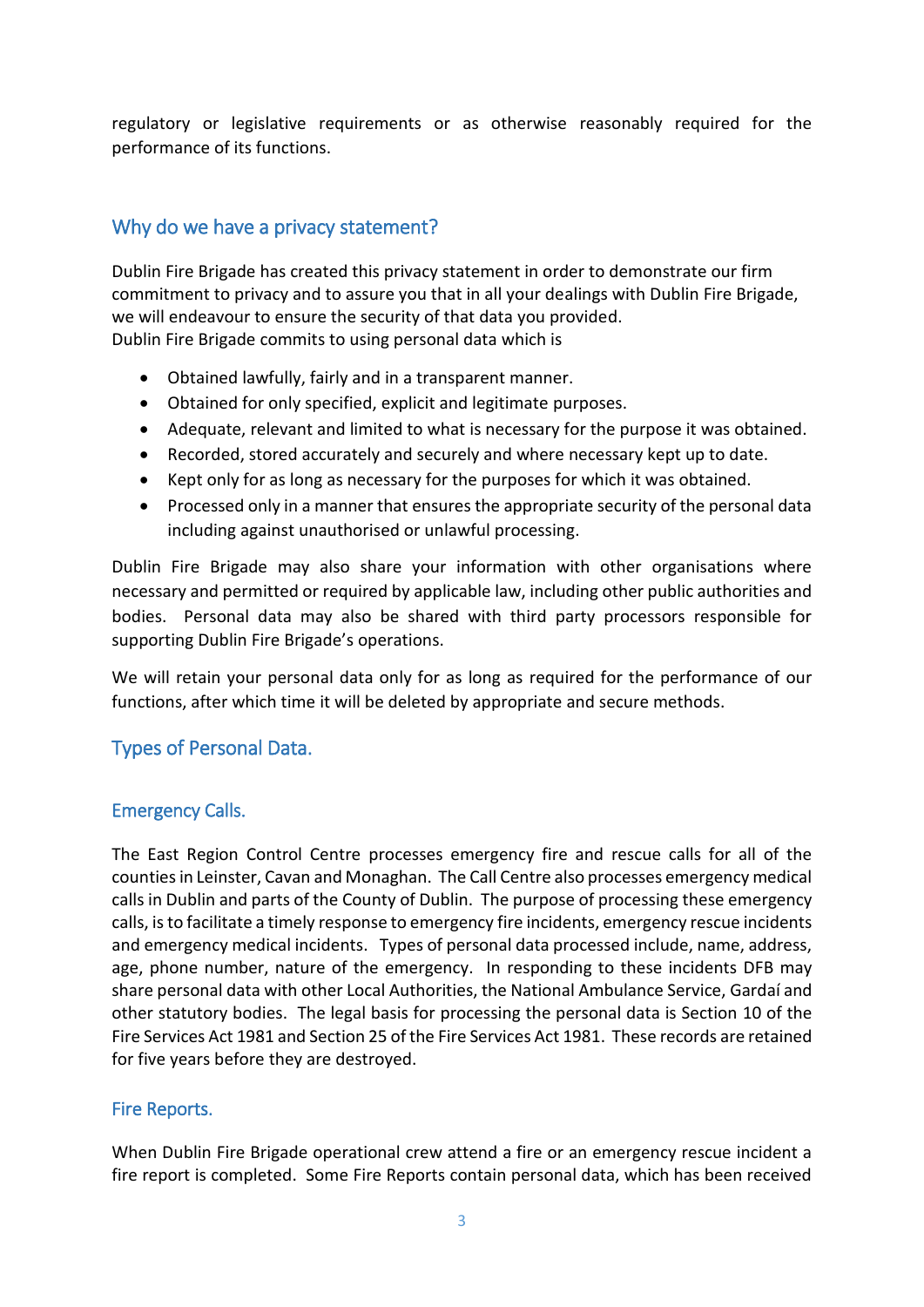regulatory or legislative requirements or as otherwise reasonably required for the performance of its functions.

## Why do we have a privacy statement?

Dublin Fire Brigade has created this privacy statement in order to demonstrate our firm commitment to privacy and to assure you that in all your dealings with Dublin Fire Brigade, we will endeavour to ensure the security of that data you provided.
Dublin Fire Brigade commits to using personal data which is

- Obtained lawfully, fairly and in a transparent manner.
- Obtained for only specified, explicit and legitimate purposes.
- Adequate, relevant and limited to what is necessary for the purpose it was obtained.
- Recorded, stored accurately and securely and where necessary kept up to date.
- Kept only for as long as necessary for the purposes for which it was obtained.
- Processed only in a manner that ensures the appropriate security of the personal data including against unauthorised or unlawful processing.

Dublin Fire Brigade may also share your information with other organisations where necessary and permitted or required by applicable law, including other public authorities and bodies. Personal data may also be shared with third party processors responsible for supporting Dublin Fire Brigade's operations.

We will retain your personal data only for as long as required for the performance of our functions, after which time it will be deleted by appropriate and secure methods.

## Types of Personal Data.

### Emergency Calls.

The East Region Control Centre processes emergency fire and rescue calls for all of the counties in Leinster, Cavan and Monaghan. The Call Centre also processes emergency medical calls in Dublin and parts of the County of Dublin. The purpose of processing these emergency calls, is to facilitate a timely response to emergency fire incidents, emergency rescue incidents and emergency medical incidents. Types of personal data processed include, name, address, age, phone number, nature of the emergency. In responding to these incidents DFB may share personal data with other Local Authorities, the National Ambulance Service, Gardaí and other statutory bodies. The legal basis for processing the personal data is Section 10 of the Fire Services Act 1981 and Section 25 of the Fire Services Act 1981. These records are retained for five years before they are destroyed.

### Fire Reports.

When Dublin Fire Brigade operational crew attend a fire or an emergency rescue incident a fire report is completed. Some Fire Reports contain personal data, which has been received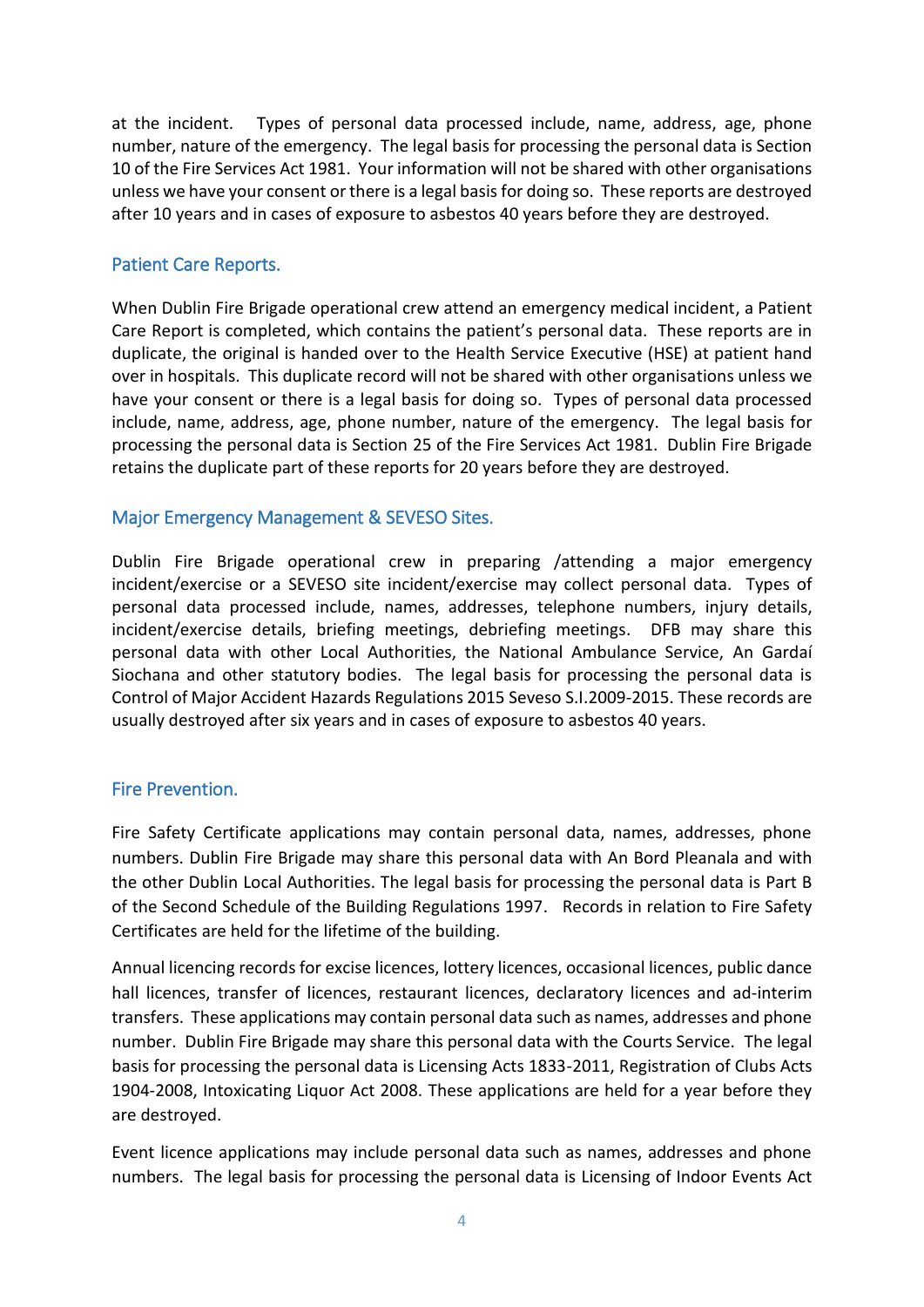at the incident. Types of personal data processed include, name, address, age, phone number, nature of the emergency. The legal basis for processing the personal data is Section 10 of the Fire Services Act 1981. Your information will not be shared with other organisations unless we have your consent or there is a legal basis for doing so. These reports are destroyed after 10 years and in cases of exposure to asbestos 40 years before they are destroyed.

### Patient Care Reports.

When Dublin Fire Brigade operational crew attend an emergency medical incident, a Patient Care Report is completed, which contains the patient's personal data. These reports are in duplicate, the original is handed over to the Health Service Executive (HSE) at patient hand over in hospitals. This duplicate record will not be shared with other organisations unless we have your consent or there is a legal basis for doing so. Types of personal data processed include, name, address, age, phone number, nature of the emergency. The legal basis for processing the personal data is Section 25 of the Fire Services Act 1981. Dublin Fire Brigade retains the duplicate part of these reports for 20 years before they are destroyed.

### Major Emergency Management & SEVESO Sites.

Dublin Fire Brigade operational crew in preparing /attending a major emergency incident/exercise or a SEVESO site incident/exercise may collect personal data. Types of personal data processed include, names, addresses, telephone numbers, injury details, incident/exercise details, briefing meetings, debriefing meetings. DFB may share this personal data with other Local Authorities, the National Ambulance Service, An Gardaí Siochana and other statutory bodies. The legal basis for processing the personal data is Control of Major Accident Hazards Regulations 2015 Seveso S.I.2009-2015. These records are usually destroyed after six years and in cases of exposure to asbestos 40 years.

### Fire Prevention.

Fire Safety Certificate applications may contain personal data, names, addresses, phone numbers. Dublin Fire Brigade may share this personal data with An Bord Pleanala and with the other Dublin Local Authorities. The legal basis for processing the personal data is Part B of the Second Schedule of the Building Regulations 1997. Records in relation to Fire Safety Certificates are held for the lifetime of the building.

Annual licencing records for excise licences, lottery licences, occasional licences, public dance hall licences, transfer of licences, restaurant licences, declaratory licences and ad-interim transfers. These applications may contain personal data such as names, addresses and phone number. Dublin Fire Brigade may share this personal data with the Courts Service. The legal basis for processing the personal data is Licensing Acts 1833-2011, Registration of Clubs Acts 1904-2008, Intoxicating Liquor Act 2008. These applications are held for a year before they are destroyed.

Event licence applications may include personal data such as names, addresses and phone numbers. The legal basis for processing the personal data is Licensing of Indoor Events Act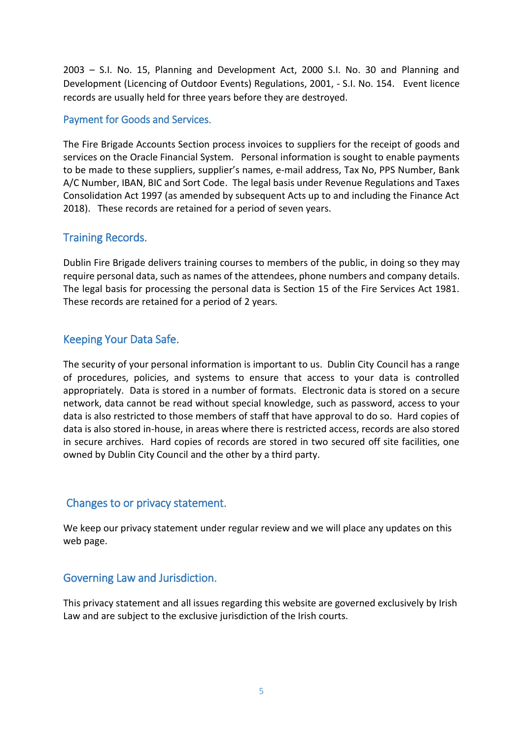2003 – S.I. No. 15, Planning and Development Act, 2000 S.I. No. 30 and Planning and Development (Licencing of Outdoor Events) Regulations, 2001, - S.I. No. 154.   Event licence records are usually held for three years before they are destroyed.

### Payment for Goods and Services.

The Fire Brigade Accounts Section process invoices to suppliers for the receipt of goods and services on the Oracle Financial System.   Personal information is sought to enable payments to be made to these suppliers, supplier's names, e-mail address, Tax No, PPS Number, Bank A/C Number, IBAN, BIC and Sort Code.  The legal basis under Revenue Regulations and Taxes Consolidation Act 1997 (as amended by subsequent Acts up to and including the Finance Act 2018).   These records are retained for a period of seven years.

## Training Records.

Dublin Fire Brigade delivers training courses to members of the public, in doing so they may require personal data, such as names of the attendees, phone numbers and company details. The legal basis for processing the personal data is Section 15 of the Fire Services Act 1981. These records are retained for a period of 2 years.

## Keeping Your Data Safe.

The security of your personal information is important to us.  Dublin City Council has a range of procedures, policies, and systems to ensure that access to your data is controlled appropriately.  Data is stored in a number of formats.  Electronic data is stored on a secure network, data cannot be read without special knowledge, such as password, access to your data is also restricted to those members of staff that have approval to do so.  Hard copies of data is also stored in-house, in areas where there is restricted access, records are also stored in secure archives.  Hard copies of records are stored in two secured off site facilities, one owned by Dublin City Council and the other by a third party.

## Changes to or privacy statement.

We keep our privacy statement under regular review and we will place any updates on this web page.

## Governing Law and Jurisdiction.

This privacy statement and all issues regarding this website are governed exclusively by Irish Law and are subject to the exclusive jurisdiction of the Irish courts.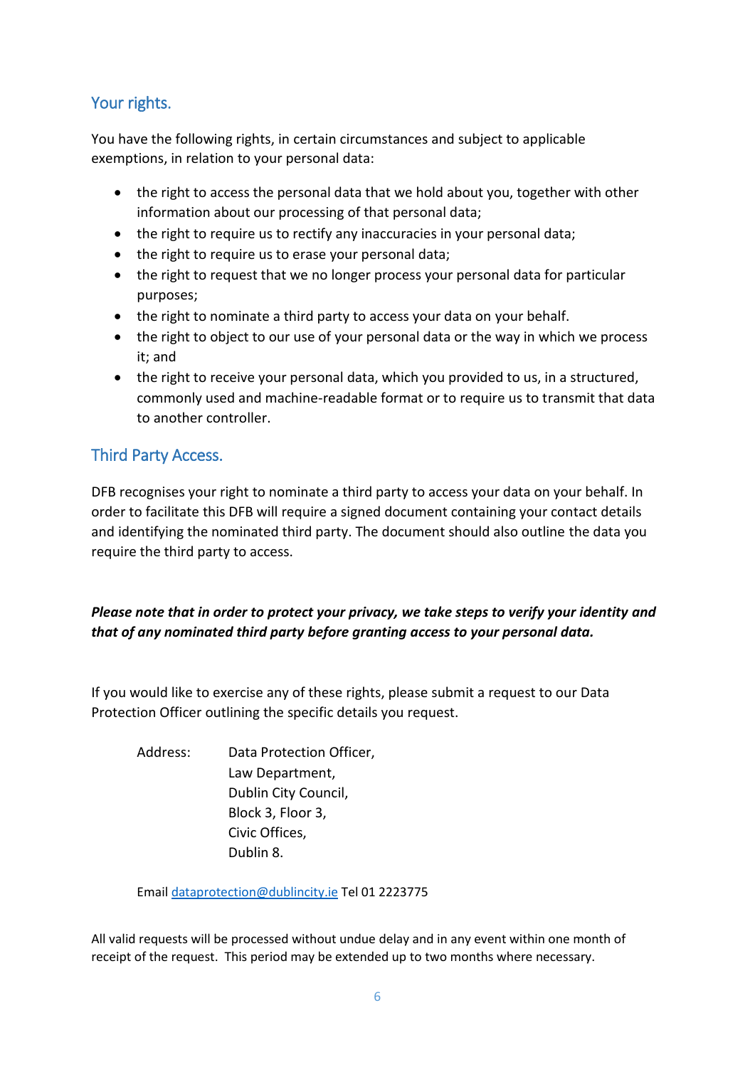## Your rights.

You have the following rights, in certain circumstances and subject to applicable exemptions, in relation to your personal data:

- the right to access the personal data that we hold about you, together with other information about our processing of that personal data;
- the right to require us to rectify any inaccuracies in your personal data;
- the right to require us to erase your personal data;
- the right to request that we no longer process your personal data for particular purposes;
- the right to nominate a third party to access your data on your behalf.
- the right to object to our use of your personal data or the way in which we process it; and
- the right to receive your personal data, which you provided to us, in a structured, commonly used and machine-readable format or to require us to transmit that data to another controller.

## Third Party Access.

DFB recognises your right to nominate a third party to access your data on your behalf. In order to facilitate this DFB will require a signed document containing your contact details and identifying the nominated third party. The document should also outline the data you require the third party to access.

***Please note that in order to protect your privacy, we take steps to verify your identity and that of any nominated third party before granting access to your personal data.***

If you would like to exercise any of these rights, please submit a request to our Data Protection Officer outlining the specific details you request.

Address: Data Protection Officer,
Law Department,
Dublin City Council,
Block 3, Floor 3,
Civic Offices,
Dublin 8.

Email dataprotection@dublincity.ie Tel 01 2223775

All valid requests will be processed without undue delay and in any event within one month of receipt of the request. This period may be extended up to two months where necessary.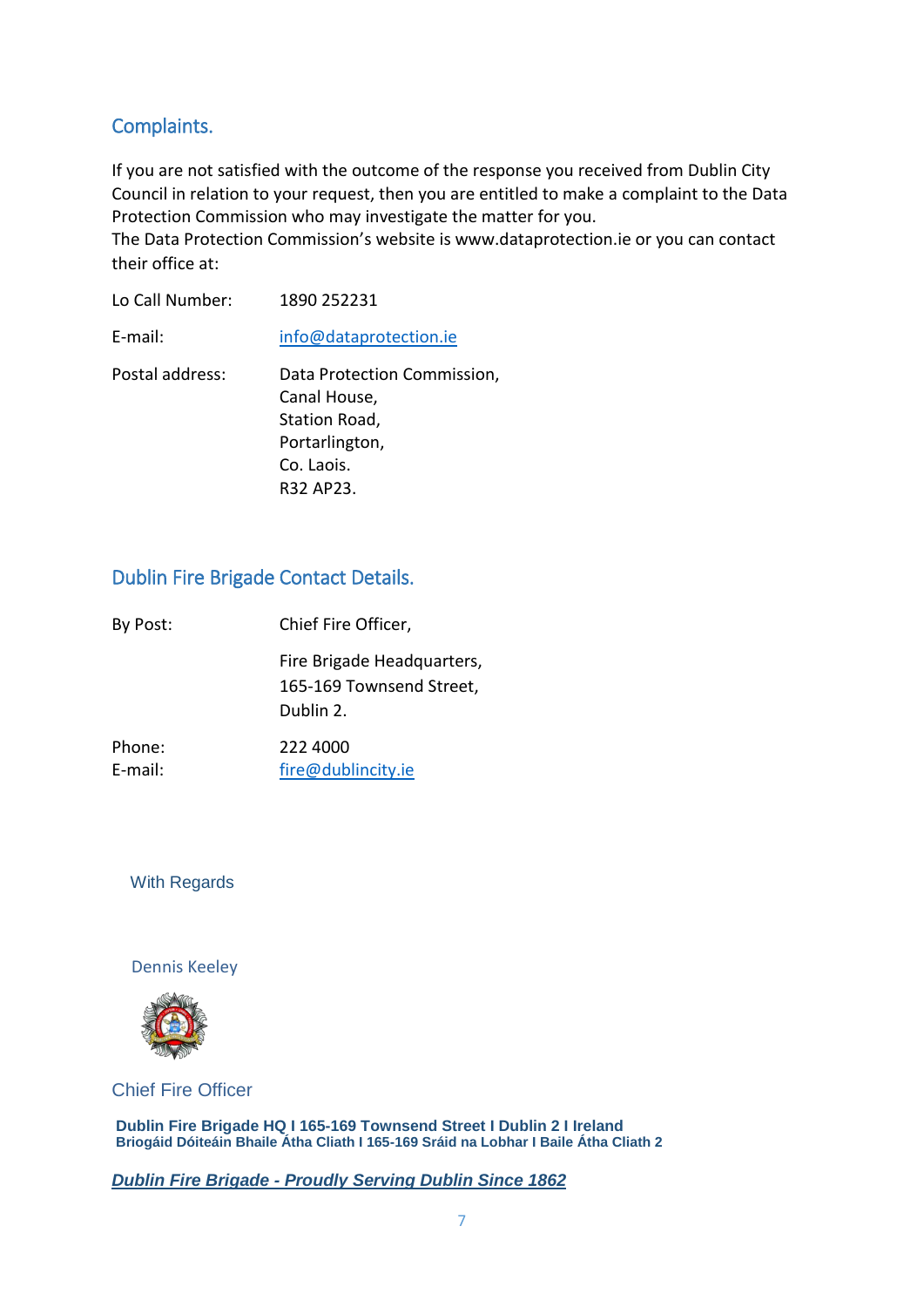## Complaints.

If you are not satisfied with the outcome of the response you received from Dublin City Council in relation to your request, then you are entitled to make a complaint to the Data Protection Commission who may investigate the matter for you.
The Data Protection Commission's website is www.dataprotection.ie or you can contact their office at:

| | |
|---|---|
| Lo Call Number: | 1890 252231 |
| E-mail: | info@dataprotection.ie |
| Postal address: | Data Protection Commission,<br>Canal House,<br>Station Road,<br>Portarlington,<br>Co. Laois.<br>R32 AP23. |

## Dublin Fire Brigade Contact Details.

| | |
|---|---|
| By Post: | Chief Fire Officer,<br>Fire Brigade Headquarters,<br>165-169 Townsend Street,<br>Dublin 2. |
| Phone: | 222 4000 |
| E-mail: | fire@dublincity.ie |

With Regards

Dennis Keeley

Chief Fire Officer

**Dublin Fire Brigade HQ I 165-169 Townsend Street I Dublin 2 I Ireland**
**Briogáid Dóiteáin Bhaile Átha Cliath I 165-169 Sráid na Lobhar I Baile Átha Cliath 2**

***Dublin Fire Brigade - Proudly Serving Dublin Since 1862***